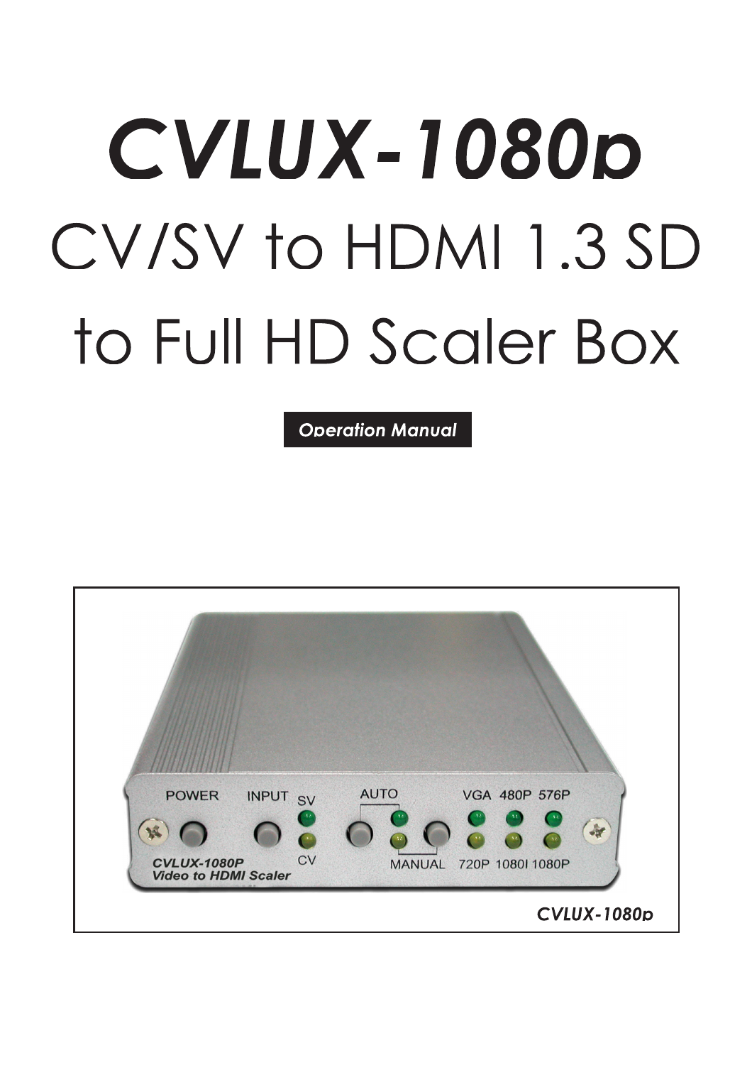# CVLUX-1080p

# CV/SV to HDMI 1.3 SD to Full HD Scaler Box

**Operation Manual**

*CVLUX-1080p*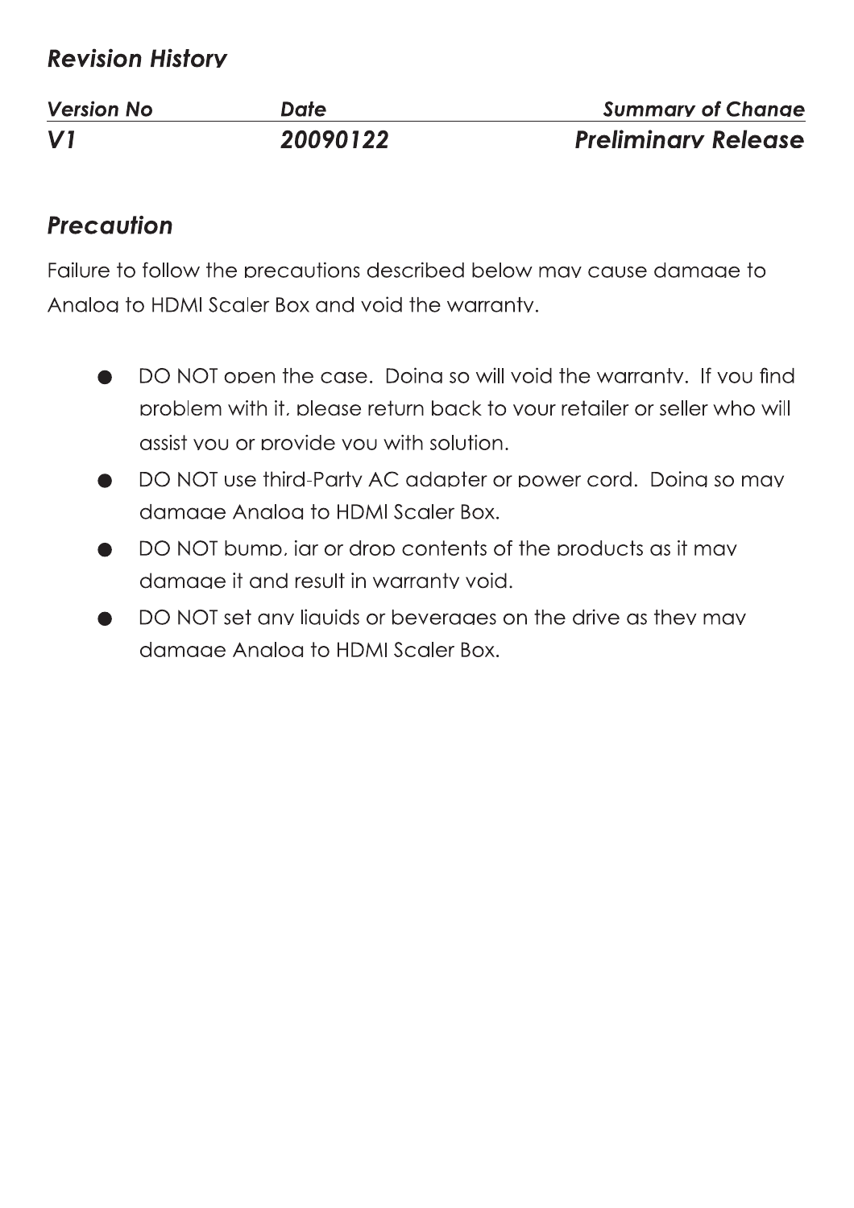## *Revision History*

| *Version No* | *Date* | *Summary of Change* |
|---|---|---|
| ***V1*** | ***20090122*** | ***Preliminary Release*** |

## *Precaution*

Failure to follow the precautions described below may cause damage to Analog to HDMI Scaler Box and void the warranty.

- DO NOT open the case. Doing so will void the warranty. If you find problem with it, please return back to your retailer or seller who will assist you or provide you with solution.
- DO NOT use third-Party AC adapter or power cord. Doing so may damage Analog to HDMI Scaler Box.
- DO NOT bump, jar or drop contents of the products as it may damage it and result in warranty void.
- DO NOT set any liquids or beverages on the drive as they may damage Analog to HDMI Scaler Box.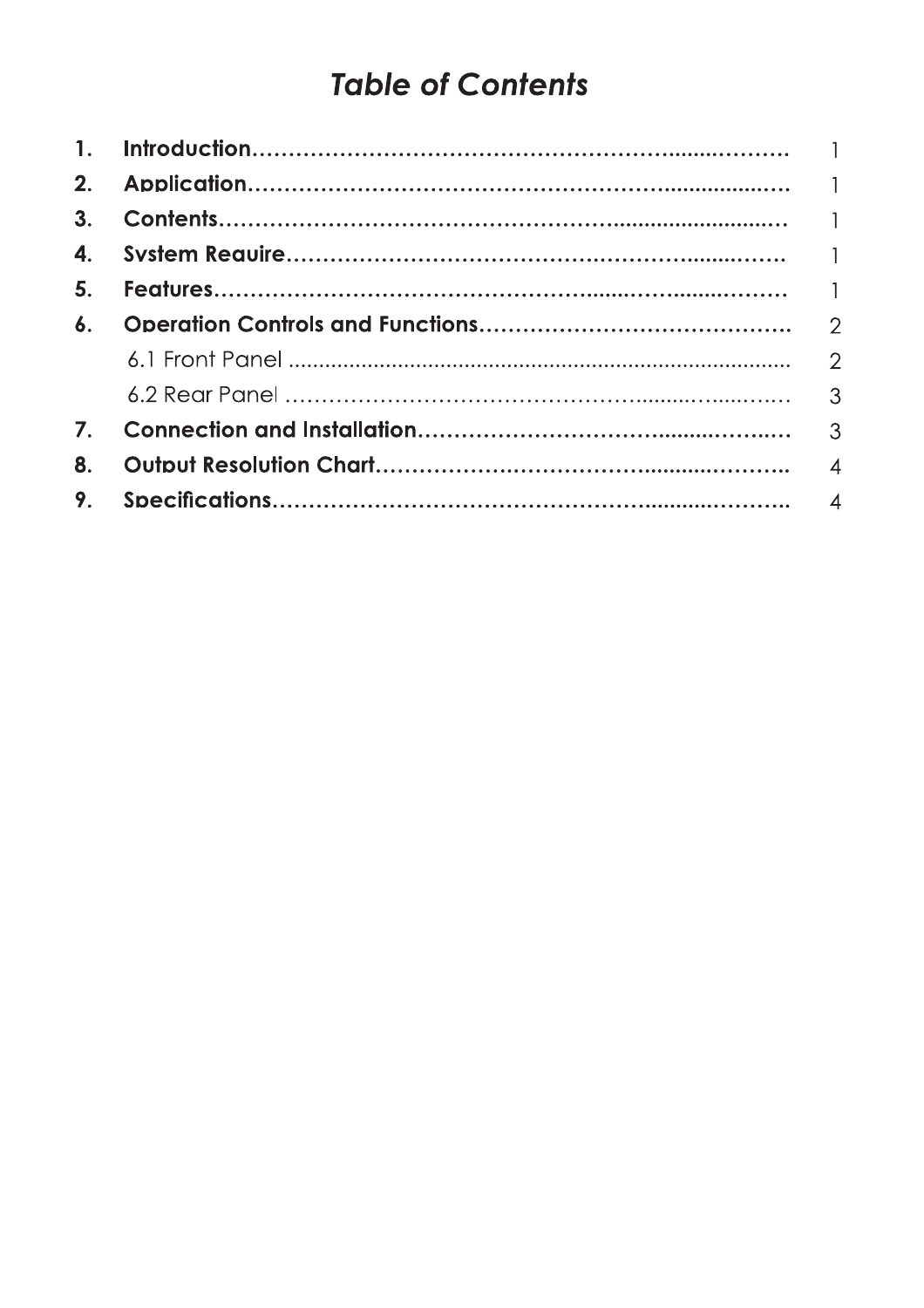# *Table of Contents*

| | | |
|---|---|---|
| **1.** | **Introduction** | 1 |
| **2.** | **Application** | 1 |
| **3.** | **Contents** | 1 |
| **4.** | **System Require** | 1 |
| **5.** | **Features** | 1 |
| **6.** | **Operation Controls and Functions** | 2 |
| | 6.1 Front Panel | 2 |
| | 6.2 Rear Panel | 3 |
| **7.** | **Connection and Installation** | 3 |
| **8.** | **Output Resolution Chart** | 4 |
| **9.** | **Specifications** | 4 |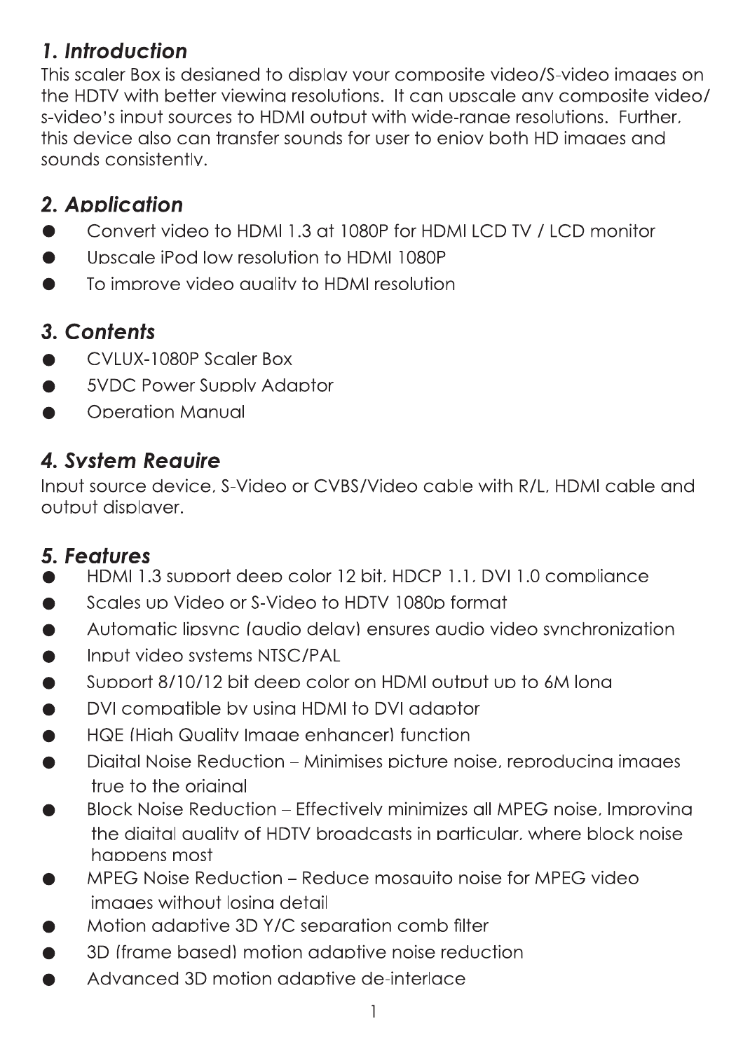## *1. Introduction*

This scaler Box is designed to display your composite video/S-video images on the HDTV with better viewing resolutions. It can upscale any composite video/ s-video's input sources to HDMI output with wide-range resolutions. Further, this device also can transfer sounds for user to enjoy both HD images and sounds consistently.

## *2. Application*

- Convert video to HDMI 1.3 at 1080P for HDMI LCD TV / LCD monitor
- Upscale iPod low resolution to HDMI 1080P
- To improve video quality to HDMI resolution

## *3. Contents*

- CVLUX-1080P Scaler Box
- 5VDC Power Supply Adaptor
- Operation Manual

## *4. System Require*

Input source device, S-Video or CVBS/Video cable with R/L, HDMI cable and output displayer.

## *5. Features*

- HDMI 1.3 support deep color 12 bit, HDCP 1.1, DVI 1.0 compliance
- Scales up Video or S-Video to HDTV 1080p format
- Automatic lipsync (audio delay) ensures audio video synchronization
- Input video systems NTSC/PAL
- Support 8/10/12 bit deep color on HDMI output up to 6M long
- DVI compatible by using HDMI to DVI adaptor
- HQE (High Quality Image enhancer) function
- Digital Noise Reduction – Minimises picture noise, reproducing images true to the original
- Block Noise Reduction – Effectively minimizes all MPEG noise, Improving the digital quality of HDTV broadcasts in particular, where block noise happens most
- MPEG Noise Reduction – Reduce mosquito noise for MPEG video images without losing detail
- Motion adaptive 3D Y/C separation comb filter
- 3D (frame based) motion adaptive noise reduction
- Advanced 3D motion adaptive de-interlace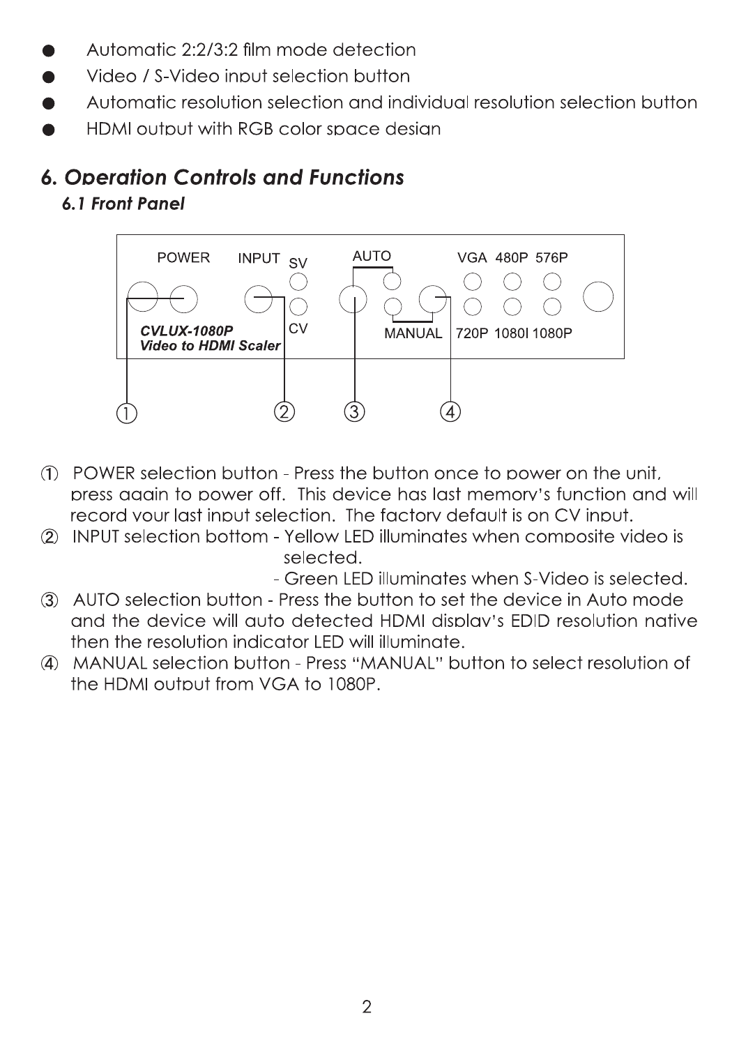- Automatic 2:2/3:2 film mode detection
- Video / S-Video input selection button
- Automatic resolution selection and individual resolution selection button
- HDMI output with RGB color space design

## *6. Operation Controls and Functions*

### *6.1 Front Panel*

POWER INPUT SV AUTO VGA 480P 576P

CV MANUAL 720P 1080I 1080P

*CVLUX-1080P*
*Video to HDMI Scaler*

① ② ③ ④

① POWER selection button - Press the button once to power on the unit, press again to power off. This device has last memory's function and will record your last input selection. The factory default is on CV input.

② INPUT selection bottom - Yellow LED illuminates when composite video is selected.
 - Green LED illuminates when S-Video is selected.

③ AUTO selection button - Press the button to set the device in Auto mode and the device will auto detected HDMI display's EDID resolution native then the resolution indicator LED will illuminate.

④ MANUAL selection button - Press "MANUAL" button to select resolution of the HDMI output from VGA to 1080P.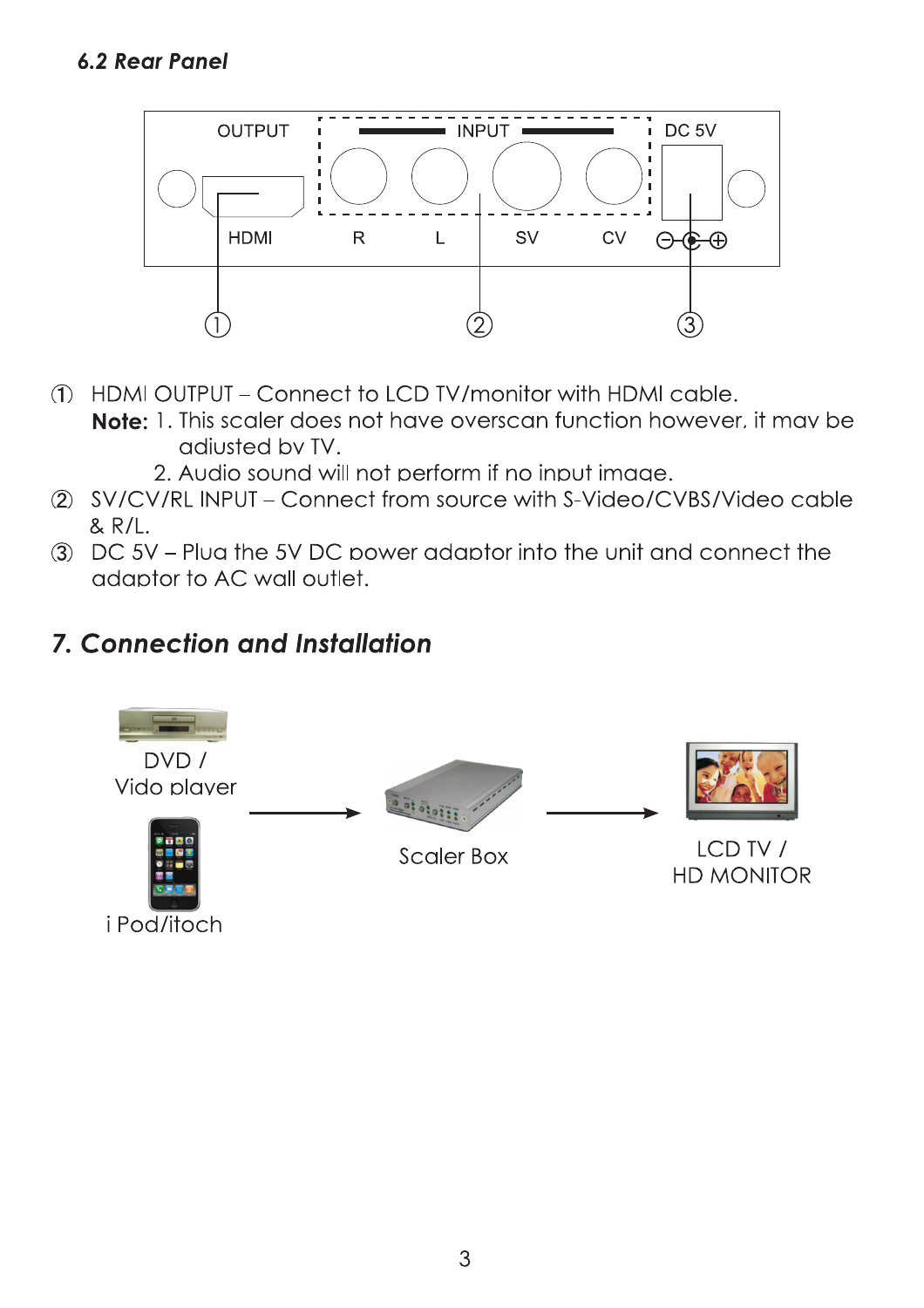### 6.2 Rear Panel

① HDMI OUTPUT – Connect to LCD TV/monitor with HDMI cable.
**Note:** 1. This scaler does not have overscan function however, it may be adjusted by TV.
2. Audio sound will not perform if no input image.

② SV/CV/RL INPUT – Connect from source with S-Video/CVBS/Video cable & R/L.

③ DC 5V – Plug the 5V DC power adaptor into the unit and connect the adaptor to AC wall outlet.

## 7. Connection and Installation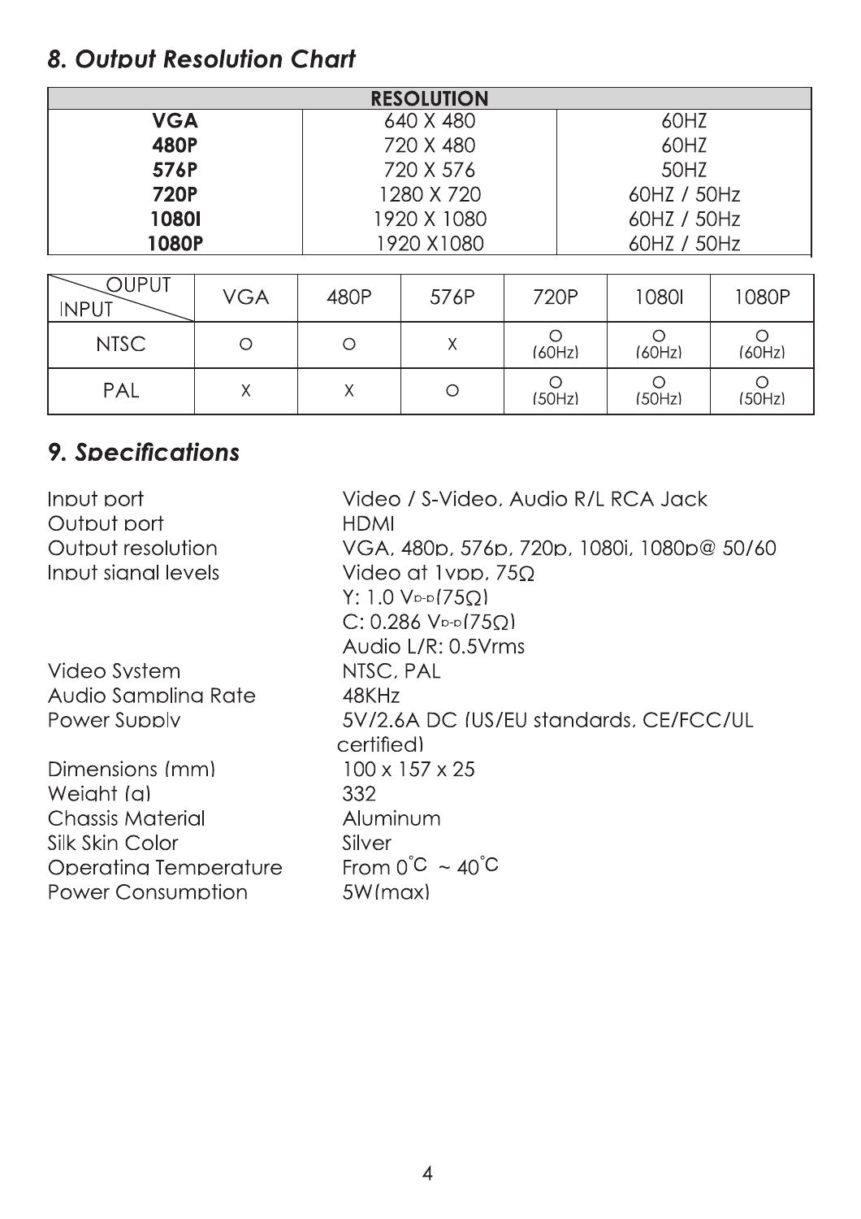## *8. Output Resolution Chart*

| RESOLUTION | | |
|---|---|---|
| **VGA** | 640 X 480 | 60HZ |
| **480P** | 720 X 480 | 60HZ |
| **576P** | 720 X 576 | 50HZ |
| **720P** | 1280 X 720 | 60HZ / 50Hz |
| **1080I** | 1920 X 1080 | 60HZ / 50Hz |
| **1080P** | 1920 X1080 | 60HZ / 50Hz |

| OUPUT / INPUT | VGA | 480P | 576P | 720P | 1080I | 1080P |
|---|---|---|---|---|---|---|
| NTSC | O | O | X | O (60Hz) | O (60Hz) | O (60Hz) |
| PAL | X | X | O | O (50Hz) | O (50Hz) | O (50Hz) |

## *9. Specifications*

| | |
|---|---|
| Input port | Video / S-Video, Audio R/L RCA Jack |
| Output port | HDMI |
| Output resolution | VGA, 480p, 576p, 720p, 1080i, 1080p@ 50/60 |
| Input signal levels | Video at 1vpp, 75Ω<br>Y: 1.0 Vp-p(75Ω)<br>C: 0.286 Vp-p(75Ω)<br>Audio L/R: 0.5Vrms |
| Video System | NTSC, PAL |
| Audio Sampling Rate | 48KHz |
| Power Supply | 5V/2.6A DC (US/EU standards, CE/FCC/UL certified) |
| Dimensions (mm) | 100 x 157 x 25 |
| Weight (g) | 332 |
| Chassis Material | Aluminum |
| Silk Skin Color | Silver |
| Operating Temperature | From 0°C ~ 40°C |
| Power Consumption | 5W(max) |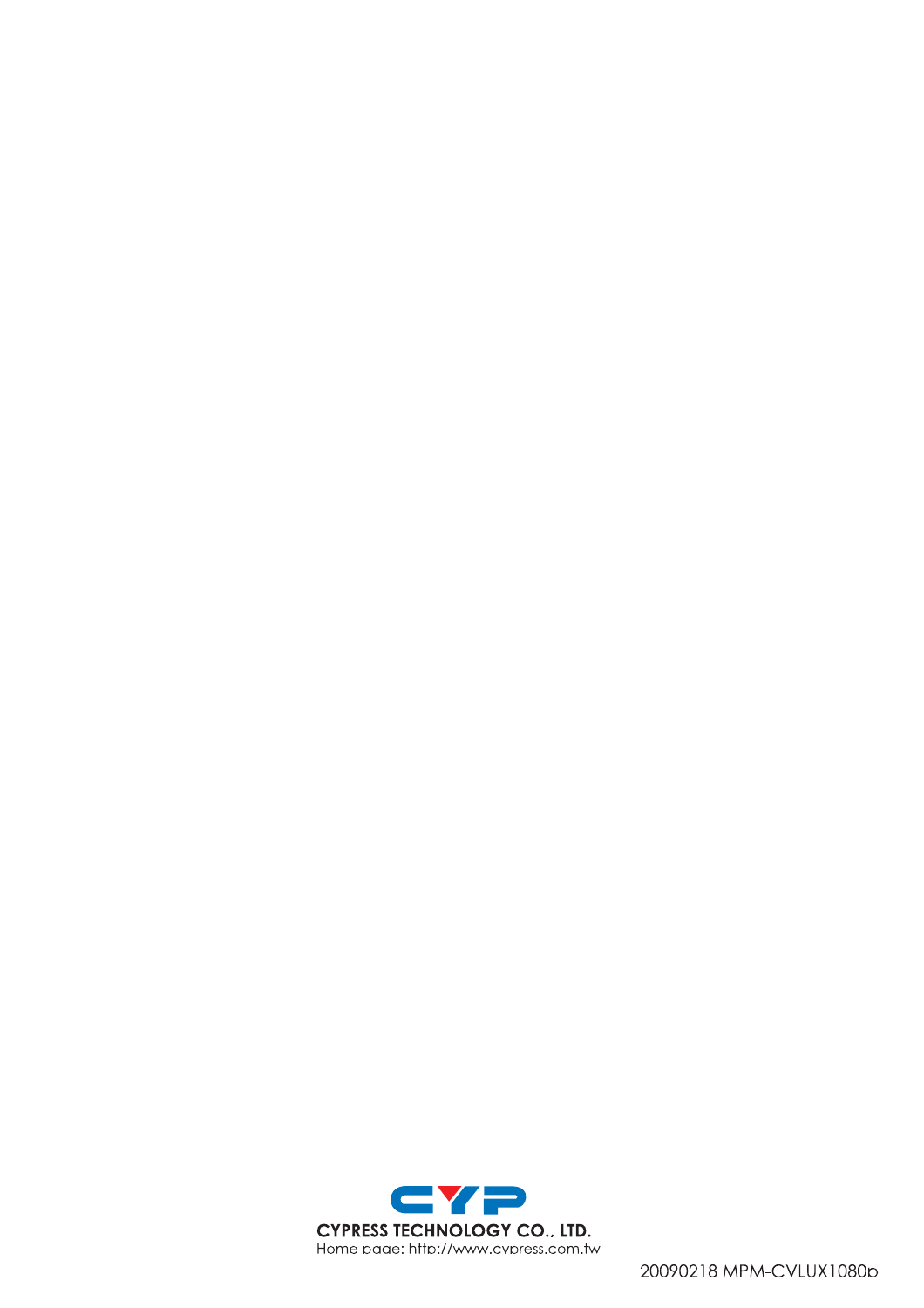CYP

**CYPRESS TECHNOLOGY CO., LTD.**

Home page: http://www.cypress.com.tw

20090218 MPM-CVLUX1080p